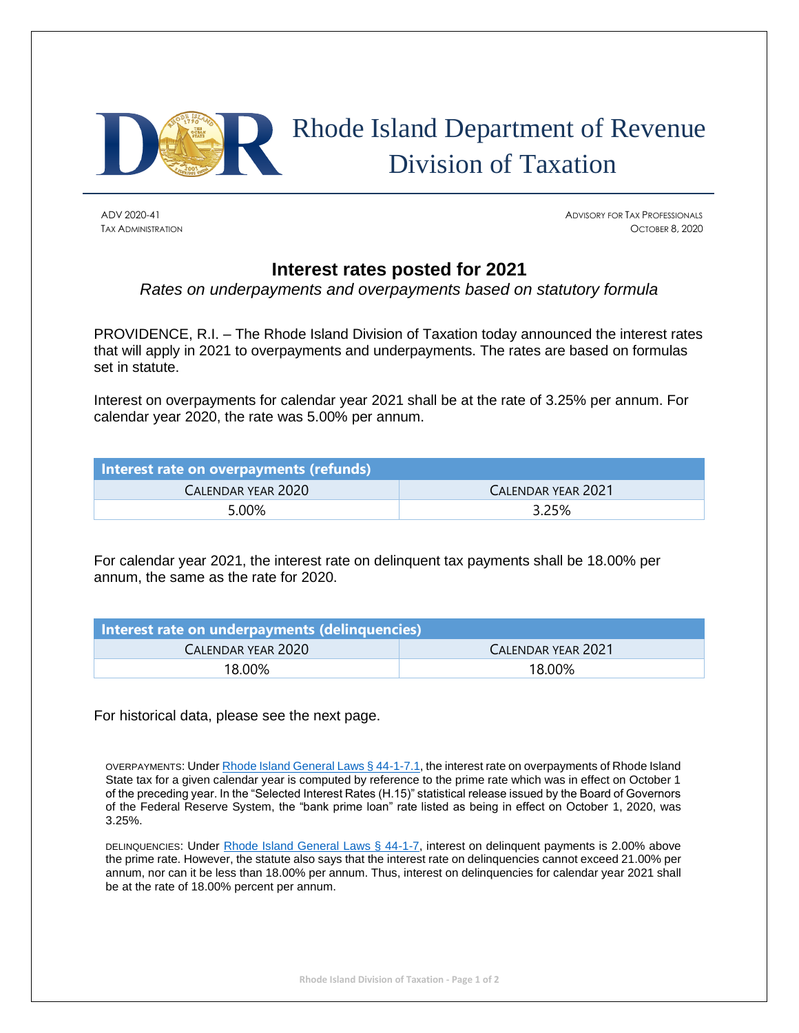# Rhode Island Department of Revenue Division of Taxation

ADV 2020-41
TAX ADMINISTRATION

ADVISORY FOR TAX PROFESSIONALS
OCTOBER 8, 2020

## Interest rates posted for 2021

*Rates on underpayments and overpayments based on statutory formula*

PROVIDENCE, R.I. – The Rhode Island Division of Taxation today announced the interest rates that will apply in 2021 to overpayments and underpayments. The rates are based on formulas set in statute.

Interest on overpayments for calendar year 2021 shall be at the rate of 3.25% per annum. For calendar year 2020, the rate was 5.00% per annum.

| Interest rate on overpayments (refunds) | |
|---|---|
| CALENDAR YEAR 2020 | CALENDAR YEAR 2021 |
| 5.00% | 3.25% |

For calendar year 2021, the interest rate on delinquent tax payments shall be 18.00% per annum, the same as the rate for 2020.

| Interest rate on underpayments (delinquencies) | |
|---|---|
| CALENDAR YEAR 2020 | CALENDAR YEAR 2021 |
| 18.00% | 18.00% |

For historical data, please see the next page.

OVERPAYMENTS: Under Rhode Island General Laws § 44-1-7.1, the interest rate on overpayments of Rhode Island State tax for a given calendar year is computed by reference to the prime rate which was in effect on October 1 of the preceding year. In the "Selected Interest Rates (H.15)" statistical release issued by the Board of Governors of the Federal Reserve System, the "bank prime loan" rate listed as being in effect on October 1, 2020, was 3.25%.

DELINQUENCIES: Under Rhode Island General Laws § 44-1-7, interest on delinquent payments is 2.00% above the prime rate. However, the statute also says that the interest rate on delinquencies cannot exceed 21.00% per annum, nor can it be less than 18.00% per annum. Thus, interest on delinquencies for calendar year 2021 shall be at the rate of 18.00% percent per annum.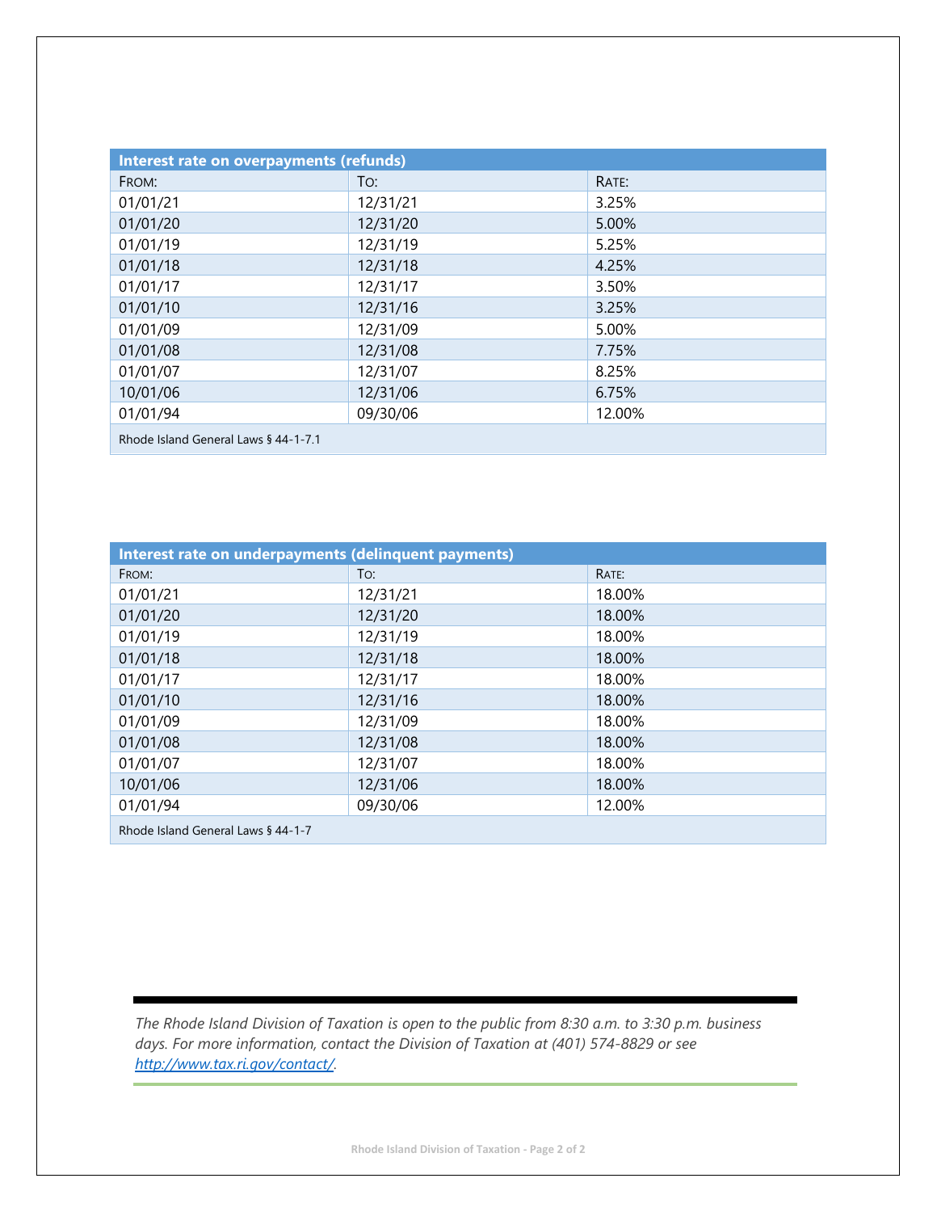| Interest rate on overpayments (refunds) | | |
|---|---|---|
| From: | To: | Rate: |
| 01/01/21 | 12/31/21 | 3.25% |
| 01/01/20 | 12/31/20 | 5.00% |
| 01/01/19 | 12/31/19 | 5.25% |
| 01/01/18 | 12/31/18 | 4.25% |
| 01/01/17 | 12/31/17 | 3.50% |
| 01/01/10 | 12/31/16 | 3.25% |
| 01/01/09 | 12/31/09 | 5.00% |
| 01/01/08 | 12/31/08 | 7.75% |
| 01/01/07 | 12/31/07 | 8.25% |
| 10/01/06 | 12/31/06 | 6.75% |
| 01/01/94 | 09/30/06 | 12.00% |
| Rhode Island General Laws § 44-1-7.1 | | |

| Interest rate on underpayments (delinquent payments) | | |
|---|---|---|
| From: | To: | Rate: |
| 01/01/21 | 12/31/21 | 18.00% |
| 01/01/20 | 12/31/20 | 18.00% |
| 01/01/19 | 12/31/19 | 18.00% |
| 01/01/18 | 12/31/18 | 18.00% |
| 01/01/17 | 12/31/17 | 18.00% |
| 01/01/10 | 12/31/16 | 18.00% |
| 01/01/09 | 12/31/09 | 18.00% |
| 01/01/08 | 12/31/08 | 18.00% |
| 01/01/07 | 12/31/07 | 18.00% |
| 10/01/06 | 12/31/06 | 18.00% |
| 01/01/94 | 09/30/06 | 12.00% |
| Rhode Island General Laws § 44-1-7 | | |

---

*The Rhode Island Division of Taxation is open to the public from 8:30 a.m. to 3:30 p.m. business days. For more information, contact the Division of Taxation at (401) 574-8829 or see [http://www.tax.ri.gov/contact/](http://www.tax.ri.gov/contact/).*